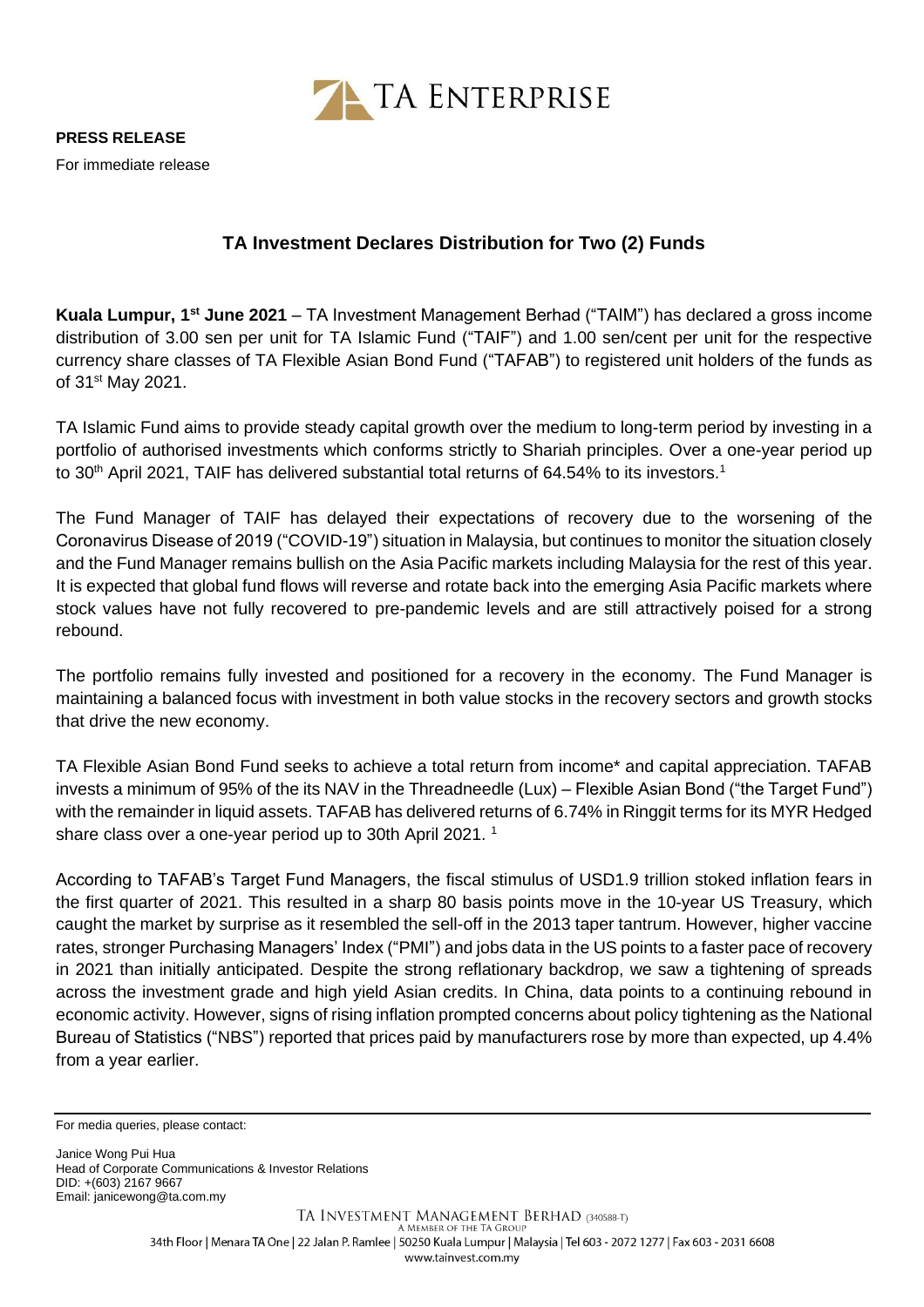**PRESS RELEASE**

For immediate release

## TA Investment Declares Distribution for Two (2) Funds

**Kuala Lumpur, 1st June 2021** – TA Investment Management Berhad ("TAIM") has declared a gross income distribution of 3.00 sen per unit for TA Islamic Fund ("TAIF") and 1.00 sen/cent per unit for the respective currency share classes of TA Flexible Asian Bond Fund ("TAFAB") to registered unit holders of the funds as of 31st May 2021.

TA Islamic Fund aims to provide steady capital growth over the medium to long-term period by investing in a portfolio of authorised investments which conforms strictly to Shariah principles. Over a one-year period up to 30th April 2021, TAIF has delivered substantial total returns of 64.54% to its investors.[1]

The Fund Manager of TAIF has delayed their expectations of recovery due to the worsening of the Coronavirus Disease of 2019 ("COVID-19") situation in Malaysia, but continues to monitor the situation closely and the Fund Manager remains bullish on the Asia Pacific markets including Malaysia for the rest of this year. It is expected that global fund flows will reverse and rotate back into the emerging Asia Pacific markets where stock values have not fully recovered to pre-pandemic levels and are still attractively poised for a strong rebound.

The portfolio remains fully invested and positioned for a recovery in the economy. The Fund Manager is maintaining a balanced focus with investment in both value stocks in the recovery sectors and growth stocks that drive the new economy.

TA Flexible Asian Bond Fund seeks to achieve a total return from income* and capital appreciation. TAFAB invests a minimum of 95% of the its NAV in the Threadneedle (Lux) – Flexible Asian Bond ("the Target Fund") with the remainder in liquid assets. TAFAB has delivered returns of 6.74% in Ringgit terms for its MYR Hedged share class over a one-year period up to 30th April 2021. [1]

According to TAFAB's Target Fund Managers, the fiscal stimulus of USD1.9 trillion stoked inflation fears in the first quarter of 2021. This resulted in a sharp 80 basis points move in the 10-year US Treasury, which caught the market by surprise as it resembled the sell-off in the 2013 taper tantrum. However, higher vaccine rates, stronger Purchasing Managers' Index ("PMI") and jobs data in the US points to a faster pace of recovery in 2021 than initially anticipated. Despite the strong reflationary backdrop, we saw a tightening of spreads across the investment grade and high yield Asian credits. In China, data points to a continuing rebound in economic activity. However, signs of rising inflation prompted concerns about policy tightening as the National Bureau of Statistics ("NBS") reported that prices paid by manufacturers rose by more than expected, up 4.4% from a year earlier.

---

For media queries, please contact:

Janice Wong Pui Hua
Head of Corporate Communications & Investor Relations
DID: +(603) 2167 9667
Email: janicewong@ta.com.my

TA INVESTMENT MANAGEMENT BERHAD (340588-T)
A MEMBER OF THE TA GROUP
34th Floor | Menara TA One | 22 Jalan P. Ramlee | 50250 Kuala Lumpur | Malaysia | Tel 603 - 2072 1277 | Fax 603 - 2031 6608
www.tainvest.com.my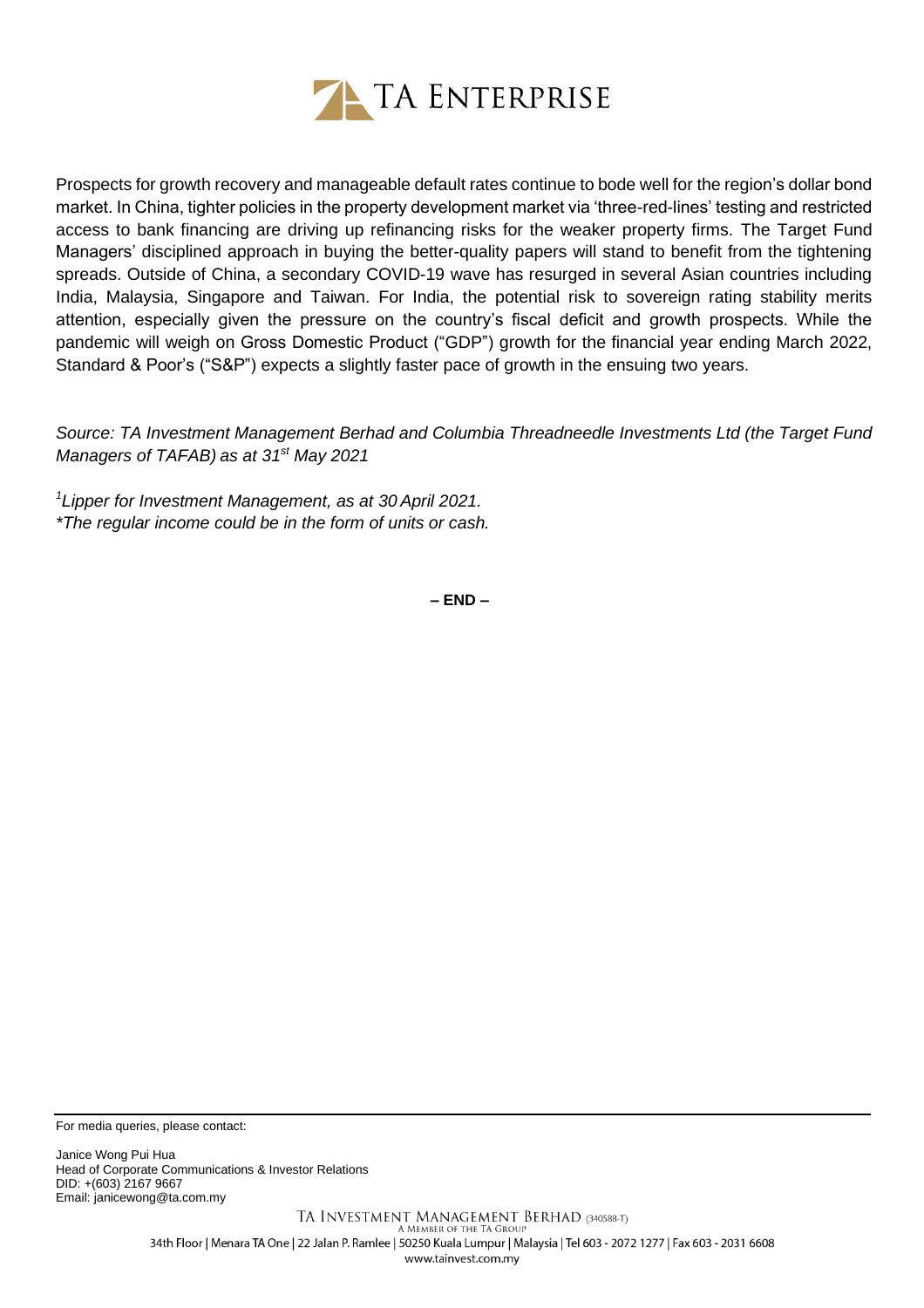Prospects for growth recovery and manageable default rates continue to bode well for the region's dollar bond market. In China, tighter policies in the property development market via 'three-red-lines' testing and restricted access to bank financing are driving up refinancing risks for the weaker property firms. The Target Fund Managers' disciplined approach in buying the better-quality papers will stand to benefit from the tightening spreads. Outside of China, a secondary COVID-19 wave has resurged in several Asian countries including India, Malaysia, Singapore and Taiwan. For India, the potential risk to sovereign rating stability merits attention, especially given the pressure on the country's fiscal deficit and growth prospects. While the pandemic will weigh on Gross Domestic Product ("GDP") growth for the financial year ending March 2022, Standard & Poor's ("S&P") expects a slightly faster pace of growth in the ensuing two years.

*Source: TA Investment Management Berhad and Columbia Threadneedle Investments Ltd (the Target Fund Managers of TAFAB) as at 31st May 2021*

*[1]Lipper for Investment Management, as at 30 April 2021.*
*\*The regular income could be in the form of units or cash.*

**– END –**

For media queries, please contact:

Janice Wong Pui Hua
Head of Corporate Communications & Investor Relations
DID: +(603) 2167 9667
Email: janicewong@ta.com.my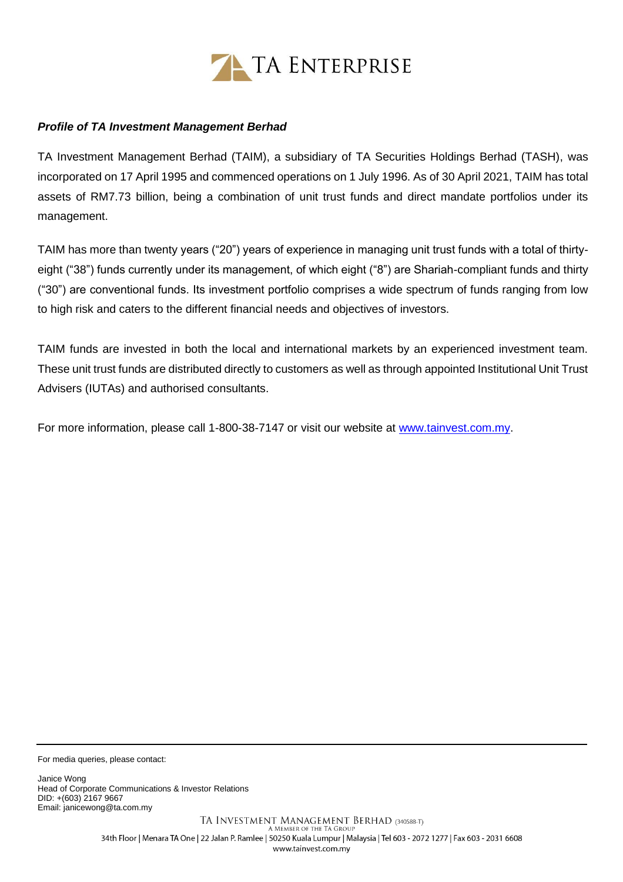### *Profile of TA Investment Management Berhad*

TA Investment Management Berhad (TAIM), a subsidiary of TA Securities Holdings Berhad (TASH), was incorporated on 17 April 1995 and commenced operations on 1 July 1996. As of 30 April 2021, TAIM has total assets of RM7.73 billion, being a combination of unit trust funds and direct mandate portfolios under its management.

TAIM has more than twenty years ("20") years of experience in managing unit trust funds with a total of thirty-eight ("38") funds currently under its management, of which eight ("8") are Shariah-compliant funds and thirty ("30") are conventional funds. Its investment portfolio comprises a wide spectrum of funds ranging from low to high risk and caters to the different financial needs and objectives of investors.

TAIM funds are invested in both the local and international markets by an experienced investment team. These unit trust funds are distributed directly to customers as well as through appointed Institutional Unit Trust Advisers (IUTAs) and authorised consultants.

For more information, please call 1-800-38-7147 or visit our website at [www.tainvest.com.my](http://www.tainvest.com.my).

---

For media queries, please contact:

Janice Wong
Head of Corporate Communications & Investor Relations
DID: +(603) 2167 9667
Email: janicewong@ta.com.my